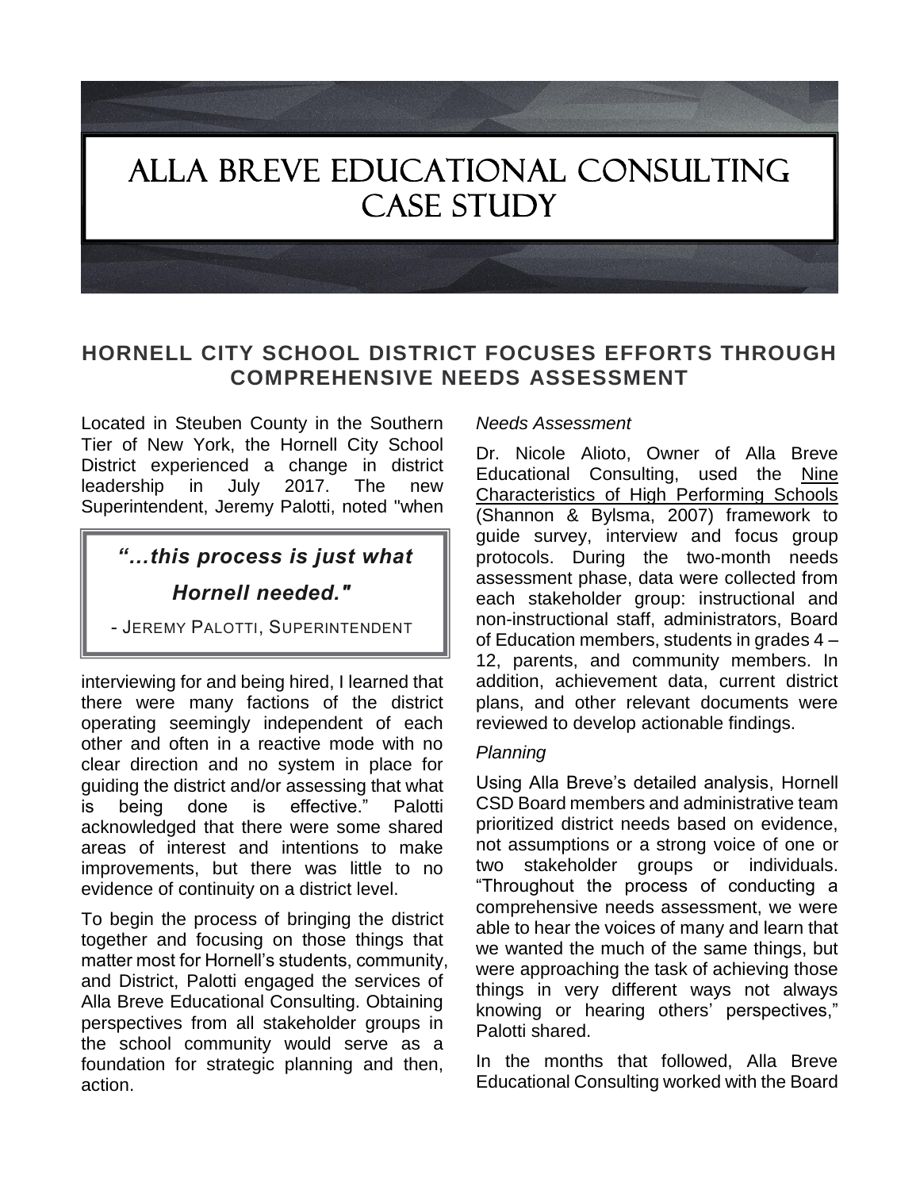# Alla Breve Educational Consulting Case Study

## HORNELL CITY SCHOOL DISTRICT FOCUSES EFFORTS THROUGH COMPREHENSIVE NEEDS ASSESSMENT

Located in Steuben County in the Southern Tier of New York, the Hornell City School District experienced a change in district leadership in July 2017. The new Superintendent, Jeremy Palotti, noted "when interviewing for and being hired, I learned that there were many factions of the district operating seemingly independent of each other and often in a reactive mode with no clear direction and no system in place for guiding the district and/or assessing that what is being done is effective." Palotti acknowledged that there were some shared areas of interest and intentions to make improvements, but there was little to no evidence of continuity on a district level.

> ***"…this process is just what Hornell needed."***
>
> \- Jeremy Palotti, Superintendent

To begin the process of bringing the district together and focusing on those things that matter most for Hornell's students, community, and District, Palotti engaged the services of Alla Breve Educational Consulting. Obtaining perspectives from all stakeholder groups in the school community would serve as a foundation for strategic planning and then, action.

*Needs Assessment*

Dr. Nicole Alioto, Owner of Alla Breve Educational Consulting, used the Nine Characteristics of High Performing Schools (Shannon & Bylsma, 2007) framework to guide survey, interview and focus group protocols. During the two-month needs assessment phase, data were collected from each stakeholder group: instructional and non-instructional staff, administrators, Board of Education members, students in grades 4 – 12, parents, and community members. In addition, achievement data, current district plans, and other relevant documents were reviewed to develop actionable findings.

*Planning*

Using Alla Breve's detailed analysis, Hornell CSD Board members and administrative team prioritized district needs based on evidence, not assumptions or a strong voice of one or two stakeholder groups or individuals. "Throughout the process of conducting a comprehensive needs assessment, we were able to hear the voices of many and learn that we wanted the much of the same things, but were approaching the task of achieving those things in very different ways not always knowing or hearing others' perspectives," Palotti shared.

In the months that followed, Alla Breve Educational Consulting worked with the Board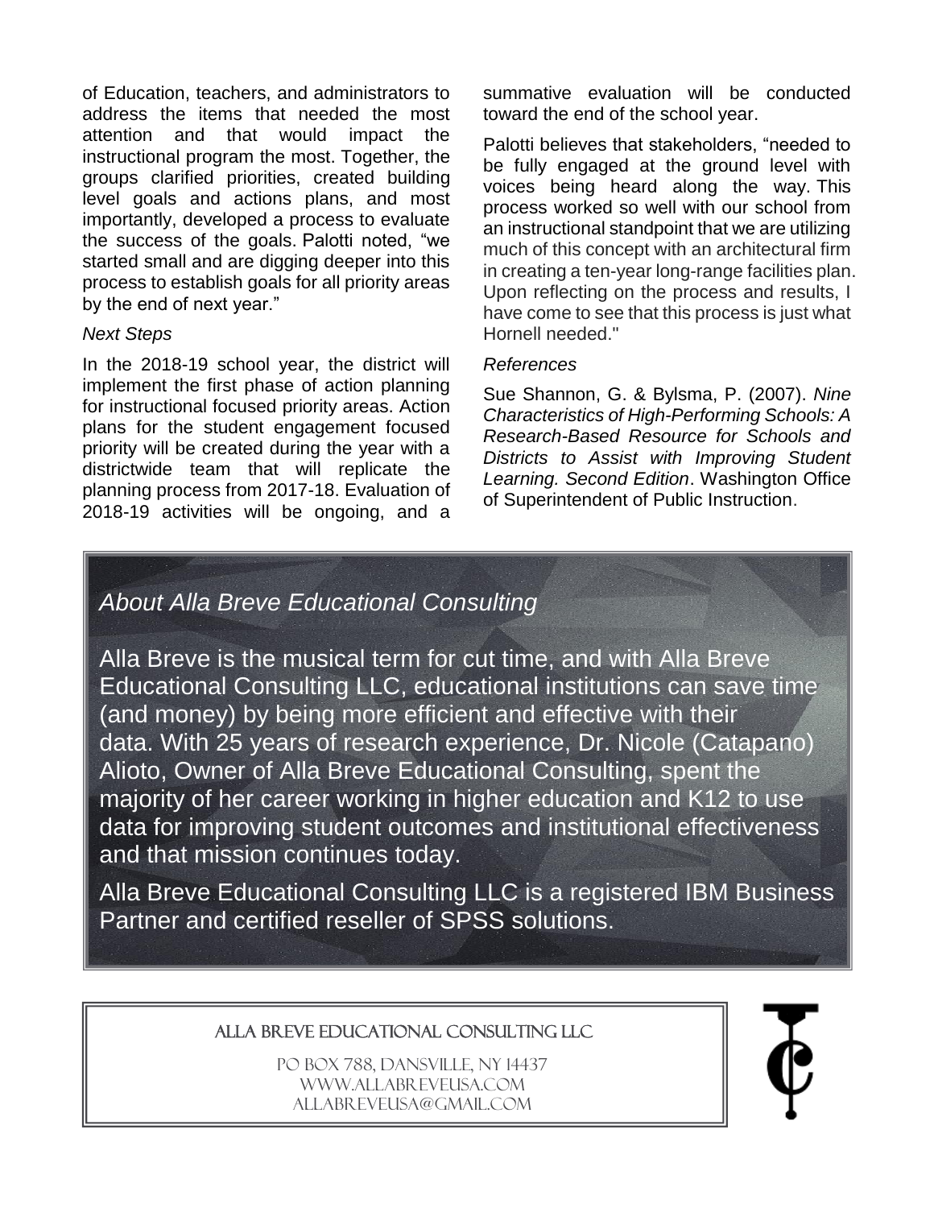of Education, teachers, and administrators to address the items that needed the most attention and that would impact the instructional program the most. Together, the groups clarified priorities, created building level goals and actions plans, and most importantly, developed a process to evaluate the success of the goals. Palotti noted, "we started small and are digging deeper into this process to establish goals for all priority areas by the end of next year."

*Next Steps*

In the 2018-19 school year, the district will implement the first phase of action planning for instructional focused priority areas. Action plans for the student engagement focused priority will be created during the year with a districtwide team that will replicate the planning process from 2017-18. Evaluation of 2018-19 activities will be ongoing, and a summative evaluation will be conducted toward the end of the school year.

Palotti believes that stakeholders, "needed to be fully engaged at the ground level with voices being heard along the way. This process worked so well with our school from an instructional standpoint that we are utilizing much of this concept with an architectural firm in creating a ten-year long-range facilities plan. Upon reflecting on the process and results, I have come to see that this process is just what Hornell needed."

*References*

Sue Shannon, G. & Bylsma, P. (2007). *Nine Characteristics of High-Performing Schools: A Research-Based Resource for Schools and Districts to Assist with Improving Student Learning. Second Edition*. Washington Office of Superintendent of Public Instruction.

## *About Alla Breve Educational Consulting*

Alla Breve is the musical term for cut time, and with Alla Breve Educational Consulting LLC, educational institutions can save time (and money) by being more efficient and effective with their data. With 25 years of research experience, Dr. Nicole (Catapano) Alioto, Owner of Alla Breve Educational Consulting, spent the majority of her career working in higher education and K12 to use data for improving student outcomes and institutional effectiveness and that mission continues today.

Alla Breve Educational Consulting LLC is a registered IBM Business Partner and certified reseller of SPSS solutions.

ALLA BREVE EDUCATIONAL CONSULTING LLC

PO BOX 788, DANSVILLE, NY 14437
WWW.ALLABREVEUSA.COM
ALLABREVEUSA@GMAIL.COM